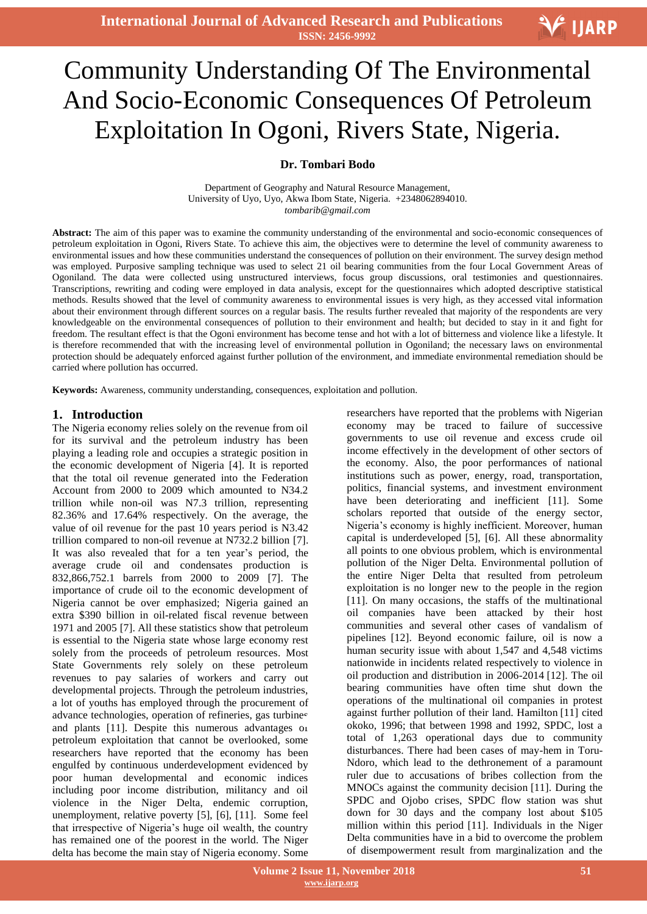# Community Understanding Of The Environmental And Socio-Economic Consequences Of Petroleum Exploitation In Ogoni, Rivers State, Nigeria.

**Dr. Tombari Bodo**

Department of Geography and Natural Resource Management,
University of Uyo, Uyo, Akwa Ibom State, Nigeria. +2348062894010.
*tombarib@gmail.com*

**Abstract:** The aim of this paper was to examine the community understanding of the environmental and socio-economic consequences of petroleum exploitation in Ogoni, Rivers State. To achieve this aim, the objectives were to determine the level of community awareness to environmental issues and how these communities understand the consequences of pollution on their environment. The survey design method was employed. Purposive sampling technique was used to select 21 oil bearing communities from the four Local Government Areas of Ogoniland. The data were collected using unstructured interviews, focus group discussions, oral testimonies and questionnaires. Transcriptions, rewriting and coding were employed in data analysis, except for the questionnaires which adopted descriptive statistical methods. Results showed that the level of community awareness to environmental issues is very high, as they accessed vital information about their environment through different sources on a regular basis. The results further revealed that majority of the respondents are very knowledgeable on the environmental consequences of pollution to their environment and health; but decided to stay in it and fight for freedom. The resultant effect is that the Ogoni environment has become tense and hot with a lot of bitterness and violence like a lifestyle. It is therefore recommended that with the increasing level of environmental pollution in Ogoniland; the necessary laws on environmental protection should be adequately enforced against further pollution of the environment, and immediate environmental remediation should be carried where pollution has occurred.

**Keywords:** Awareness, community understanding, consequences, exploitation and pollution.

## 1. Introduction

The Nigeria economy relies solely on the revenue from oil for its survival and the petroleum industry has been playing a leading role and occupies a strategic position in the economic development of Nigeria [4]. It is reported that the total oil revenue generated into the Federation Account from 2000 to 2009 which amounted to N34.2 trillion while non-oil was N7.3 trillion, representing 82.36% and 17.64% respectively. On the average, the value of oil revenue for the past 10 years period is N3.42 trillion compared to non-oil revenue at N732.2 billion [7]. It was also revealed that for a ten year's period, the average crude oil and condensates production is 832,866,752.1 barrels from 2000 to 2009 [7]. The importance of crude oil to the economic development of Nigeria cannot be over emphasized; Nigeria gained an extra $390 billion in oil-related fiscal revenue between 1971 and 2005 [7]. All these statistics show that petroleum is essential to the Nigeria state whose large economy rest solely from the proceeds of petroleum resources. Most State Governments rely solely on these petroleum revenues to pay salaries of workers and carry out developmental projects. Through the petroleum industries, a lot of youths has employed through the procurement of advance technologies, operation of refineries, gas turbines and plants [11]. Despite this numerous advantages of petroleum exploitation that cannot be overlooked, some researchers have reported that the economy has been engulfed by continuous underdevelopment evidenced by poor human developmental and economic indices including poor income distribution, militancy and oil violence in the Niger Delta, endemic corruption, unemployment, relative poverty [5], [6], [11]. Some feel that irrespective of Nigeria's huge oil wealth, the country has remained one of the poorest in the world. The Niger delta has become the main stay of Nigeria economy. Some researchers have reported that the problems with Nigerian economy may be traced to failure of successive governments to use oil revenue and excess crude oil income effectively in the development of other sectors of the economy. Also, the poor performances of national institutions such as power, energy, road, transportation, politics, financial systems, and investment environment have been deteriorating and inefficient [11]. Some scholars reported that outside of the energy sector, Nigeria's economy is highly inefficient. Moreover, human capital is underdeveloped [5], [6]. All these abnormality all points to one obvious problem, which is environmental pollution of the Niger Delta. Environmental pollution of the entire Niger Delta that resulted from petroleum exploitation is no longer new to the people in the region [11]. On many occasions, the staffs of the multinational oil companies have been attacked by their host communities and several other cases of vandalism of pipelines [12]. Beyond economic failure, oil is now a human security issue with about 1,547 and 4,548 victims nationwide in incidents related respectively to violence in oil production and distribution in 2006-2014 [12]. The oil bearing communities have often time shut down the operations of the multinational oil companies in protest against further pollution of their land. Hamilton [11] cited okoko, 1996; that between 1998 and 1992, SPDC, lost a total of 1,263 operational days due to community disturbances. There had been cases of may-hem in Toru-Ndoro, which lead to the dethronement of a paramount ruler due to accusations of bribes collection from the MNOCs against the community decision [11]. During the SPDC and Ojobo crises, SPDC flow station was shut down for 30 days and the company lost about $105 million within this period [11]. Individuals in the Niger Delta communities have in a bid to overcome the problem of disempowerment result from marginalization and the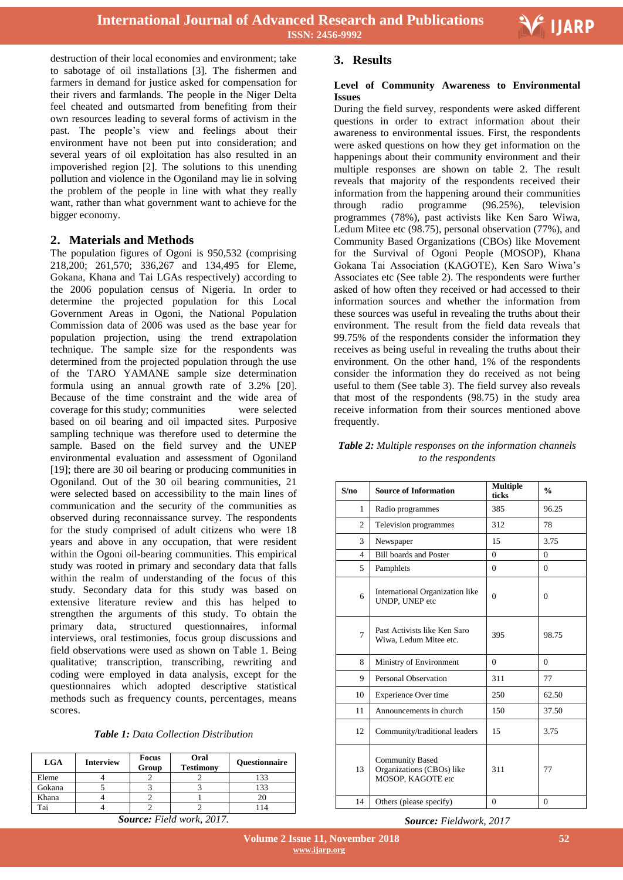destruction of their local economies and environment; take to sabotage of oil installations [3]. The fishermen and farmers in demand for justice asked for compensation for their rivers and farmlands. The people in the Niger Delta feel cheated and outsmarted from benefiting from their own resources leading to several forms of activism in the past. The people's view and feelings about their environment have not been put into consideration; and several years of oil exploitation has also resulted in an impoverished region [2]. The solutions to this unending pollution and violence in the Ogoniland may lie in solving the problem of the people in line with what they really want, rather than what government want to achieve for the bigger economy.

## 2. Materials and Methods

The population figures of Ogoni is 950,532 (comprising 218,200; 261,570; 336,267 and 134,495 for Eleme, Gokana, Khana and Tai LGAs respectively) according to the 2006 population census of Nigeria. In order to determine the projected population for this Local Government Areas in Ogoni, the National Population Commission data of 2006 was used as the base year for population projection, using the trend extrapolation technique. The sample size for the respondents was determined from the projected population through the use of the TARO YAMANE sample size determination formula using an annual growth rate of 3.2% [20]. Because of the time constraint and the wide area of coverage for this study; communities were selected based on oil bearing and oil impacted sites. Purposive sampling technique was therefore used to determine the sample. Based on the field survey and the UNEP environmental evaluation and assessment of Ogoniland [19]; there are 30 oil bearing or producing communities in Ogoniland. Out of the 30 oil bearing communities, 21 were selected based on accessibility to the main lines of communication and the security of the communities as observed during reconnaissance survey. The respondents for the study comprised of adult citizens who were 18 years and above in any occupation, that were resident within the Ogoni oil-bearing communities. This empirical study was rooted in primary and secondary data that falls within the realm of understanding of the focus of this study. Secondary data for this study was based on extensive literature review and this has helped to strengthen the arguments of this study. To obtain the primary data, structured questionnaires, informal interviews, oral testimonies, focus group discussions and field observations were used as shown on Table 1. Being qualitative; transcription, transcribing, rewriting and coding were employed in data analysis, except for the questionnaires which adopted descriptive statistical methods such as frequency counts, percentages, means scores.

***Table 1:*** *Data Collection Distribution*

| LGA | Interview | Focus Group | Oral Testimony | Questionnaire |
|---|---|---|---|---|
| Eleme | 4 | 2 | 2 | 133 |
| Gokana | 5 | 3 | 3 | 133 |
| Khana | 4 | 2 | 1 | 20 |
| Tai | 4 | 2 | 2 | 114 |

***Source:*** *Field work, 2017.*

## 3. Results

### Level of Community Awareness to Environmental Issues

During the field survey, respondents were asked different questions in order to extract information about their awareness to environmental issues. First, the respondents were asked questions on how they get information on the happenings about their community environment and their multiple responses are shown on table 2. The result reveals that majority of the respondents received their information from the happening around their communities through radio programme (96.25%), television programmes (78%), past activists like Ken Saro Wiwa, Ledum Mitee etc (98.75), personal observation (77%), and Community Based Organizations (CBOs) like Movement for the Survival of Ogoni People (MOSOP), Khana Gokana Tai Association (KAGOTE), Ken Saro Wiwa's Associates etc (See table 2). The respondents were further asked of how often they received or had accessed to their information sources and whether the information from these sources was useful in revealing the truths about their environment. The result from the field data reveals that 99.75% of the respondents consider the information they receives as being useful in revealing the truths about their environment. On the other hand, 1% of the respondents consider the information they do received as not being useful to them (See table 3). The field survey also reveals that most of the respondents (98.75) in the study area receive information from their sources mentioned above frequently.

***Table 2:*** *Multiple responses on the information channels to the respondents*

| S/no | Source of Information | Multiple ticks | % |
|---|---|---|---|
| 1 | Radio programmes | 385 | 96.25 |
| 2 | Television programmes | 312 | 78 |
| 3 | Newspaper | 15 | 3.75 |
| 4 | Bill boards and Poster | 0 | 0 |
| 5 | Pamphlets | 0 | 0 |
| 6 | International Organization like UNDP, UNEP etc | 0 | 0 |
| 7 | Past Activists like Ken Saro Wiwa, Ledum Mitee etc. | 395 | 98.75 |
| 8 | Ministry of Environment | 0 | 0 |
| 9 | Personal Observation | 311 | 77 |
| 10 | Experience Over time | 250 | 62.50 |
| 11 | Announcements in church | 150 | 37.50 |
| 12 | Community/traditional leaders | 15 | 3.75 |
| 13 | Community Based Organizations (CBOs) like MOSOP, KAGOTE etc | 311 | 77 |
| 14 | Others (please specify) | 0 | 0 |

***Source:*** *Fieldwork, 2017*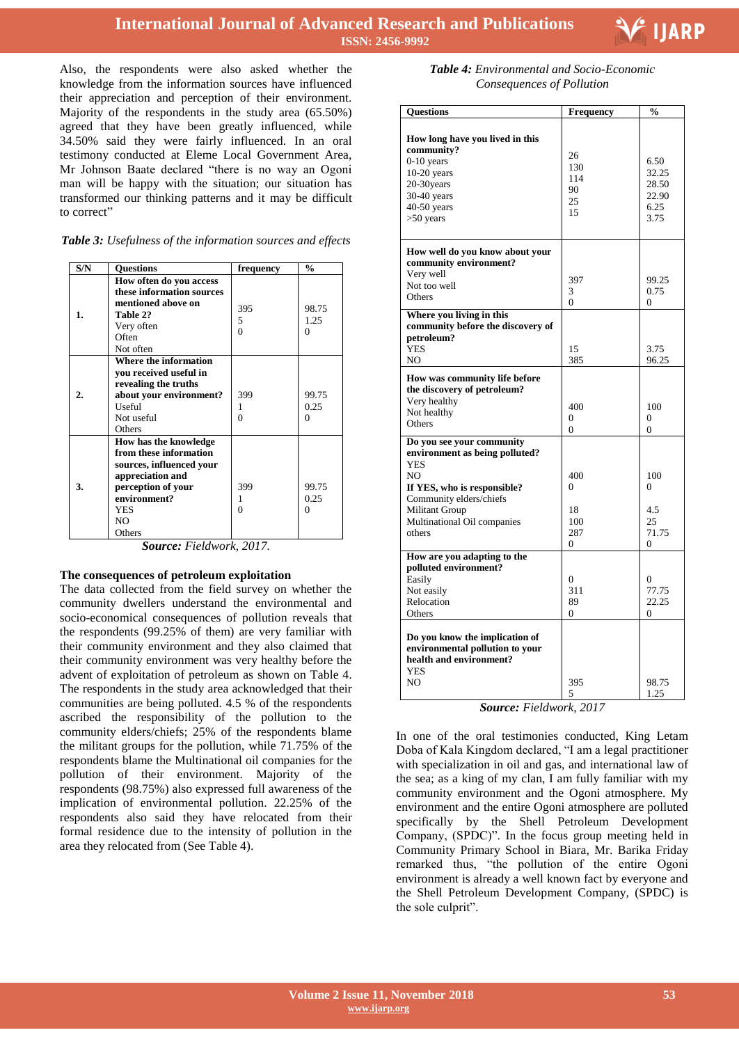Also, the respondents were also asked whether the knowledge from the information sources have influenced their appreciation and perception of their environment. Majority of the respondents in the study area (65.50%) agreed that they have been greatly influenced, while 34.50% said they were fairly influenced. In an oral testimony conducted at Eleme Local Government Area, Mr Johnson Baate declared "there is no way an Ogoni man will be happy with the situation; our situation has transformed our thinking patterns and it may be difficult to correct"

***Table 3:*** *Usefulness of the information sources and effects*

| S/N | Questions | frequency | % |
|---|---|---|---|
| 1. | **How often do you access these information sources mentioned above on Table 2?** | | |
| | Very often | 395 | 98.75 |
| | Often | 5 | 1.25 |
| | Not often | 0 | 0 |
| 2. | **Where the information you received useful in revealing the truths about your environment?** | | |
| | Useful | 399 | 99.75 |
| | Not useful | 1 | 0.25 |
| | Others | 0 | 0 |
| 3. | **How has the knowledge from these information sources, influenced your appreciation and perception of your environment?** | | |
| | YES | 399 | 99.75 |
| | NO | 1 | 0.25 |
| | Others | 0 | 0 |

***Source:*** *Fieldwork, 2017.*

### The consequences of petroleum exploitation

The data collected from the field survey on whether the community dwellers understand the environmental and socio-economical consequences of pollution reveals that the respondents (99.25% of them) are very familiar with their community environment and they also claimed that their community environment was very healthy before the advent of exploitation of petroleum as shown on Table 4. The respondents in the study area acknowledged that their communities are being polluted. 4.5 % of the respondents ascribed the responsibility of the pollution to the community elders/chiefs; 25% of the respondents blame the militant groups for the pollution, while 71.75% of the respondents blame the Multinational oil companies for the pollution of their environment. Majority of the respondents (98.75%) also expressed full awareness of the implication of environmental pollution. 22.25% of the respondents also said they have relocated from their formal residence due to the intensity of pollution in the area they relocated from (See Table 4).

***Table 4:*** *Environmental and Socio-Economic Consequences of Pollution*

| Questions | Frequency | % |
|---|---|---|
| **How long have you lived in this community?** | | |
| 0-10 years | 26 | 6.50 |
| 10-20 years | 130 | 32.25 |
| 20-30years | 114 | 28.50 |
| 30-40 years | 90 | 22.90 |
| 40-50 years | 25 | 6.25 |
| >50 years | 15 | 3.75 |
| **How well do you know about your community environment?** | | |
| Very well | 397 | 99.25 |
| Not too well | 3 | 0.75 |
| Others | 0 | 0 |
| **Where you living in this community before the discovery of petroleum?** | | |
| YES | 15 | 3.75 |
| NO | 385 | 96.25 |
| **How was community life before the discovery of petroleum?** | | |
| Very healthy | 400 | 100 |
| Not healthy | 0 | 0 |
| Others | 0 | 0 |
| **Do you see your community environment as being polluted?** | | |
| YES | 400 | 100 |
| NO | 0 | 0 |
| **If YES, who is responsible?** | | |
| Community elders/chiefs | 18 | 4.5 |
| Militant Group | 100 | 25 |
| Multinational Oil companies | 287 | 71.75 |
| others | 0 | 0 |
| **How are you adapting to the polluted environment?** | | |
| Easily | 0 | 0 |
| Not easily | 311 | 77.75 |
| Relocation | 89 | 22.25 |
| Others | 0 | 0 |
| **Do you know the implication of environmental pollution to your health and environment?** | | |
| YES | 395 | 98.75 |
| NO | 5 | 1.25 |

***Source:*** *Fieldwork, 2017*

In one of the oral testimonies conducted, King Letam Doba of Kala Kingdom declared, "I am a legal practitioner with specialization in oil and gas, and international law of the sea; as a king of my clan, I am fully familiar with my community environment and the Ogoni atmosphere. My environment and the entire Ogoni atmosphere are polluted specifically by the Shell Petroleum Development Company, (SPDC)". In the focus group meeting held in Community Primary School in Biara, Mr. Barika Friday remarked thus, "the pollution of the entire Ogoni environment is already a well known fact by everyone and the Shell Petroleum Development Company, (SPDC) is the sole culprit".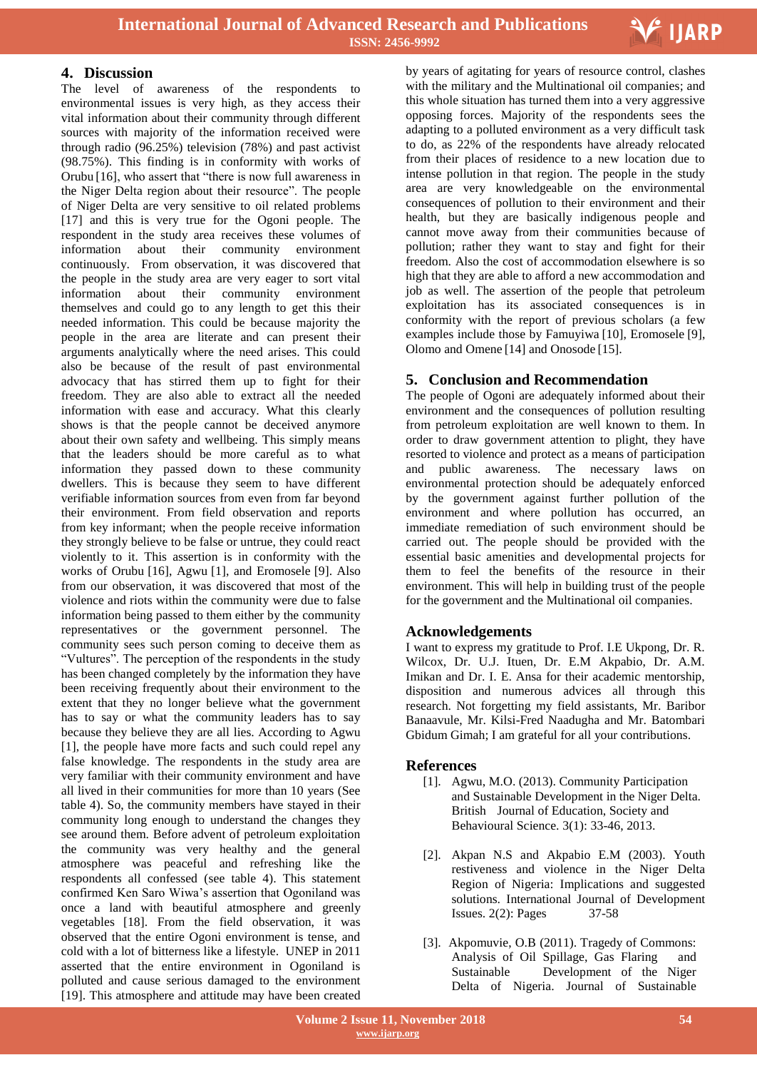## 4. Discussion

The level of awareness of the respondents to environmental issues is very high, as they access their vital information about their community through different sources with majority of the information received were through radio (96.25%) television (78%) and past activist (98.75%). This finding is in conformity with works of Orubu [16], who assert that "there is now full awareness in the Niger Delta region about their resource". The people of Niger Delta are very sensitive to oil related problems [17] and this is very true for the Ogoni people. The respondent in the study area receives these volumes of information about their community environment continuously. From observation, it was discovered that the people in the study area are very eager to sort vital information about their community environment themselves and could go to any length to get this their needed information. This could be because majority the people in the area are literate and can present their arguments analytically where the need arises. This could also be because of the result of past environmental advocacy that has stirred them up to fight for their freedom. They are also able to extract all the needed information with ease and accuracy. What this clearly shows is that the people cannot be deceived anymore about their own safety and wellbeing. This simply means that the leaders should be more careful as to what information they passed down to these community dwellers. This is because they seem to have different verifiable information sources from even from far beyond their environment. From field observation and reports from key informant; when the people receive information they strongly believe to be false or untrue, they could react violently to it. This assertion is in conformity with the works of Orubu [16], Agwu [1], and Eromosele [9]. Also from our observation, it was discovered that most of the violence and riots within the community were due to false information being passed to them either by the community representatives or the government personnel. The community sees such person coming to deceive them as "Vultures". The perception of the respondents in the study has been changed completely by the information they have been receiving frequently about their environment to the extent that they no longer believe what the government has to say or what the community leaders has to say because they believe they are all lies. According to Agwu [1], the people have more facts and such could repel any false knowledge. The respondents in the study area are very familiar with their community environment and have all lived in their communities for more than 10 years (See table 4). So, the community members have stayed in their community long enough to understand the changes they see around them. Before advent of petroleum exploitation the community was very healthy and the general atmosphere was peaceful and refreshing like the respondents all confessed (see table 4). This statement confirmed Ken Saro Wiwa's assertion that Ogoniland was once a land with beautiful atmosphere and greenly vegetables [18]. From the field observation, it was observed that the entire Ogoni environment is tense, and cold with a lot of bitterness like a lifestyle. UNEP in 2011 asserted that the entire environment in Ogoniland is polluted and cause serious damaged to the environment [19]. This atmosphere and attitude may have been created by years of agitating for years of resource control, clashes with the military and the Multinational oil companies; and this whole situation has turned them into a very aggressive opposing forces. Majority of the respondents sees the adapting to a polluted environment as a very difficult task to do, as 22% of the respondents have already relocated from their places of residence to a new location due to intense pollution in that region. The people in the study area are very knowledgeable on the environmental consequences of pollution to their environment and their health, but they are basically indigenous people and cannot move away from their communities because of pollution; rather they want to stay and fight for their freedom. Also the cost of accommodation elsewhere is so high that they are able to afford a new accommodation and job as well. The assertion of the people that petroleum exploitation has its associated consequences is in conformity with the report of previous scholars (a few examples include those by Famuyiwa [10], Eromosele [9], Olomo and Omene [14] and Onosode [15].

## 5. Conclusion and Recommendation

The people of Ogoni are adequately informed about their environment and the consequences of pollution resulting from petroleum exploitation are well known to them. In order to draw government attention to plight, they have resorted to violence and protect as a means of participation and public awareness. The necessary laws on environmental protection should be adequately enforced by the government against further pollution of the environment and where pollution has occurred, an immediate remediation of such environment should be carried out. The people should be provided with the essential basic amenities and developmental projects for them to feel the benefits of the resource in their environment. This will help in building trust of the people for the government and the Multinational oil companies.

## Acknowledgements

I want to express my gratitude to Prof. I.E Ukpong, Dr. R. Wilcox, Dr. U.J. Ituen, Dr. E.M Akpabio, Dr. A.M. Imikan and Dr. I. E. Ansa for their academic mentorship, disposition and numerous advices all through this research. Not forgetting my field assistants, Mr. Baribor Banaavule, Mr. Kilsi-Fred Naadugha and Mr. Batombari Gbidum Gimah; I am grateful for all your contributions.

## References

[1]. Agwu, M.O. (2013). Community Participation and Sustainable Development in the Niger Delta. British Journal of Education, Society and Behavioural Science. 3(1): 33-46, 2013.

[2]. Akpan N.S and Akpabio E.M (2003). Youth restiveness and violence in the Niger Delta Region of Nigeria: Implications and suggested solutions. International Journal of Development Issues. 2(2): Pages 37-58

[3]. Akpomuvie, O.B (2011). Tragedy of Commons: Analysis of Oil Spillage, Gas Flaring and Sustainable Development of the Niger Delta of Nigeria. Journal of Sustainable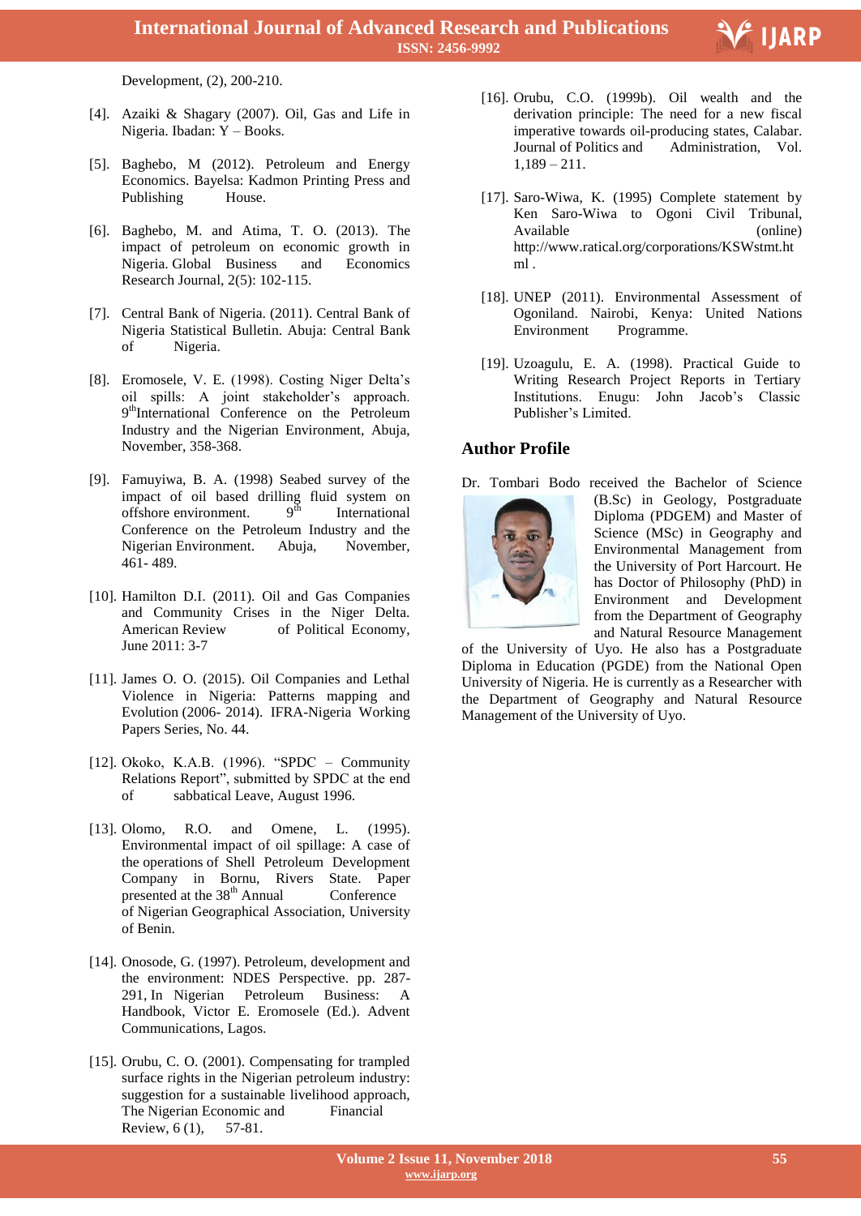Development, (2), 200-210.

[4]. Azaiki & Shagary (2007). Oil, Gas and Life in Nigeria. Ibadan: Y – Books.

[5]. Baghebo, M (2012). Petroleum and Energy Economics. Bayelsa: Kadmon Printing Press and Publishing House.

[6]. Baghebo, M. and Atima, T. O. (2013). The impact of petroleum on economic growth in Nigeria. Global Business and Economics Research Journal, 2(5): 102-115.

[7]. Central Bank of Nigeria. (2011). Central Bank of Nigeria Statistical Bulletin. Abuja: Central Bank of Nigeria.

[8]. Eromosele, V. E. (1998). Costing Niger Delta's oil spills: A joint stakeholder's approach. 9th International Conference on the Petroleum Industry and the Nigerian Environment, Abuja, November, 358-368.

[9]. Famuyiwa, B. A. (1998) Seabed survey of the impact of oil based drilling fluid system on offshore environment. 9th International Conference on the Petroleum Industry and the Nigerian Environment. Abuja, November, 461- 489.

[10]. Hamilton D.I. (2011). Oil and Gas Companies and Community Crises in the Niger Delta. American Review of Political Economy, June 2011: 3-7

[11]. James O. O. (2015). Oil Companies and Lethal Violence in Nigeria: Patterns mapping and Evolution (2006- 2014). IFRA-Nigeria Working Papers Series, No. 44.

[12]. Okoko, K.A.B. (1996). "SPDC – Community Relations Report", submitted by SPDC at the end of sabbatical Leave, August 1996.

[13]. Olomo, R.O. and Omene, L. (1995). Environmental impact of oil spillage: A case of the operations of Shell Petroleum Development Company in Bornu, Rivers State. Paper presented at the 38th Annual Conference of Nigerian Geographical Association, University of Benin.

[14]. Onosode, G. (1997). Petroleum, development and the environment: NDES Perspective. pp. 287-291, In Nigerian Petroleum Business: A Handbook, Victor E. Eromosele (Ed.). Advent Communications, Lagos.

[15]. Orubu, C. O. (2001). Compensating for trampled surface rights in the Nigerian petroleum industry: suggestion for a sustainable livelihood approach, The Nigerian Economic and Financial Review, 6 (1), 57-81.

[16]. Orubu, C.O. (1999b). Oil wealth and the derivation principle: The need for a new fiscal imperative towards oil-producing states, Calabar. Journal of Politics and Administration, Vol. 1,189 – 211.

[17]. Saro-Wiwa, K. (1995) Complete statement by Ken Saro-Wiwa to Ogoni Civil Tribunal, Available (online) http://www.ratical.org/corporations/KSWstmt.html .

[18]. UNEP (2011). Environmental Assessment of Ogoniland. Nairobi, Kenya: United Nations Environment Programme.

[19]. Uzoagulu, E. A. (1998). Practical Guide to Writing Research Project Reports in Tertiary Institutions. Enugu: John Jacob's Classic Publisher's Limited.

## Author Profile

Dr. Tombari Bodo received the Bachelor of Science (B.Sc) in Geology, Postgraduate Diploma (PDGEM) and Master of Science (MSc) in Geography and Environmental Management from the University of Port Harcourt. He has Doctor of Philosophy (PhD) in Environment and Development from the Department of Geography and Natural Resource Management of the University of Uyo. He also has a Postgraduate Diploma in Education (PGDE) from the National Open University of Nigeria. He is currently as a Researcher with the Department of Geography and Natural Resource Management of the University of Uyo.